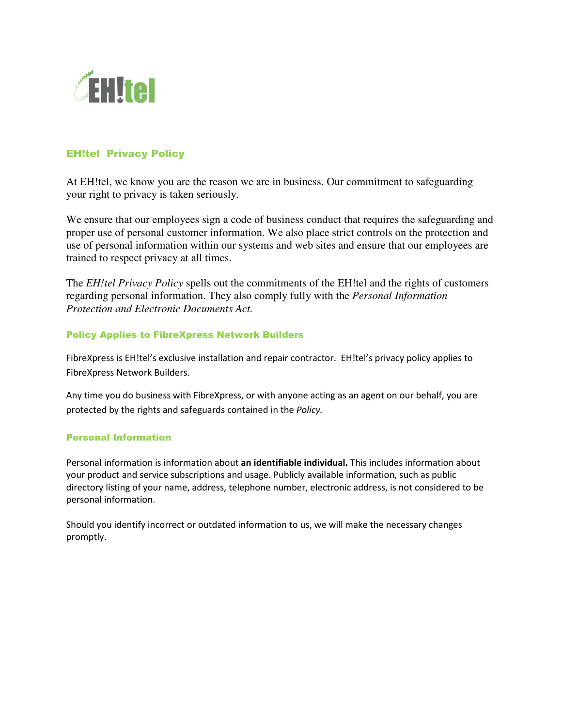## EH!tel Privacy Policy

At EH!tel, we know you are the reason we are in business. Our commitment to safeguarding your right to privacy is taken seriously.

We ensure that our employees sign a code of business conduct that requires the safeguarding and proper use of personal customer information. We also place strict controls on the protection and use of personal information within our systems and web sites and ensure that our employees are trained to respect privacy at all times.

The *EH!tel Privacy Policy* spells out the commitments of the EH!tel and the rights of customers regarding personal information. They also comply fully with the *Personal Information Protection and Electronic Documents Act.*

### Policy Applies to FibreXpress Network Builders

FibreXpress is EH!tel's exclusive installation and repair contractor. EH!tel's privacy policy applies to FibreXpress Network Builders.

Any time you do business with FibreXpress, or with anyone acting as an agent on our behalf, you are protected by the rights and safeguards contained in the *Policy.*

### Personal Information

Personal information is information about **an identifiable individual.** This includes information about your product and service subscriptions and usage. Publicly available information, such as public directory listing of your name, address, telephone number, electronic address, is not considered to be personal information.

Should you identify incorrect or outdated information to us, we will make the necessary changes promptly.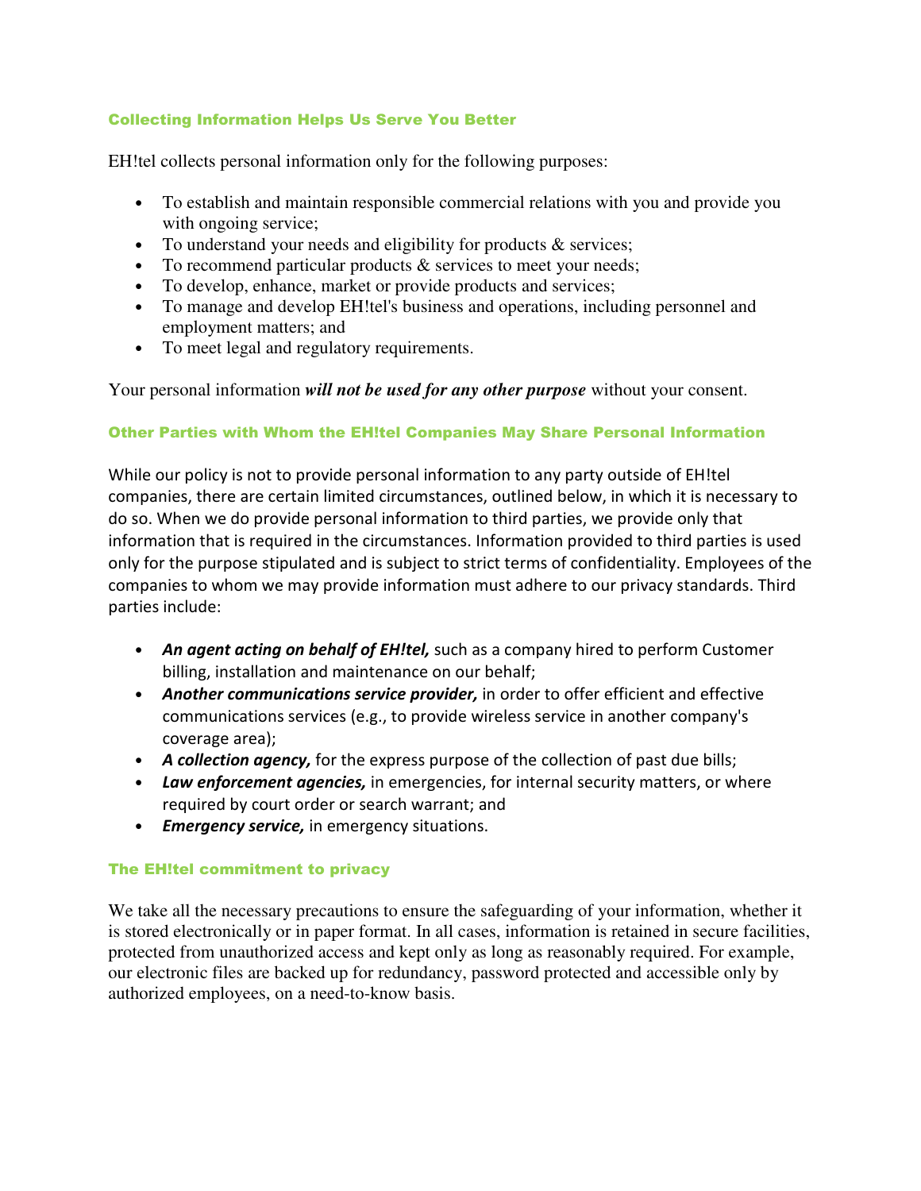## Collecting Information Helps Us Serve You Better

EH!tel collects personal information only for the following purposes:

- To establish and maintain responsible commercial relations with you and provide you with ongoing service;
- To understand your needs and eligibility for products & services;
- To recommend particular products & services to meet your needs;
- To develop, enhance, market or provide products and services;
- To manage and develop EH!tel's business and operations, including personnel and employment matters; and
- To meet legal and regulatory requirements.

Your personal information ***will not be used for any other purpose*** without your consent.

## Other Parties with Whom the EH!tel Companies May Share Personal Information

While our policy is not to provide personal information to any party outside of EH!tel companies, there are certain limited circumstances, outlined below, in which it is necessary to do so. When we do provide personal information to third parties, we provide only that information that is required in the circumstances. Information provided to third parties is used only for the purpose stipulated and is subject to strict terms of confidentiality. Employees of the companies to whom we may provide information must adhere to our privacy standards. Third parties include:

- ***An agent acting on behalf of EH!tel,*** such as a company hired to perform Customer billing, installation and maintenance on our behalf;
- ***Another communications service provider,*** in order to offer efficient and effective communications services (e.g., to provide wireless service in another company's coverage area);
- ***A collection agency,*** for the express purpose of the collection of past due bills;
- ***Law enforcement agencies,*** in emergencies, for internal security matters, or where required by court order or search warrant; and
- ***Emergency service,*** in emergency situations.

## The EH!tel commitment to privacy

We take all the necessary precautions to ensure the safeguarding of your information, whether it is stored electronically or in paper format. In all cases, information is retained in secure facilities, protected from unauthorized access and kept only as long as reasonably required. For example, our electronic files are backed up for redundancy, password protected and accessible only by authorized employees, on a need-to-know basis.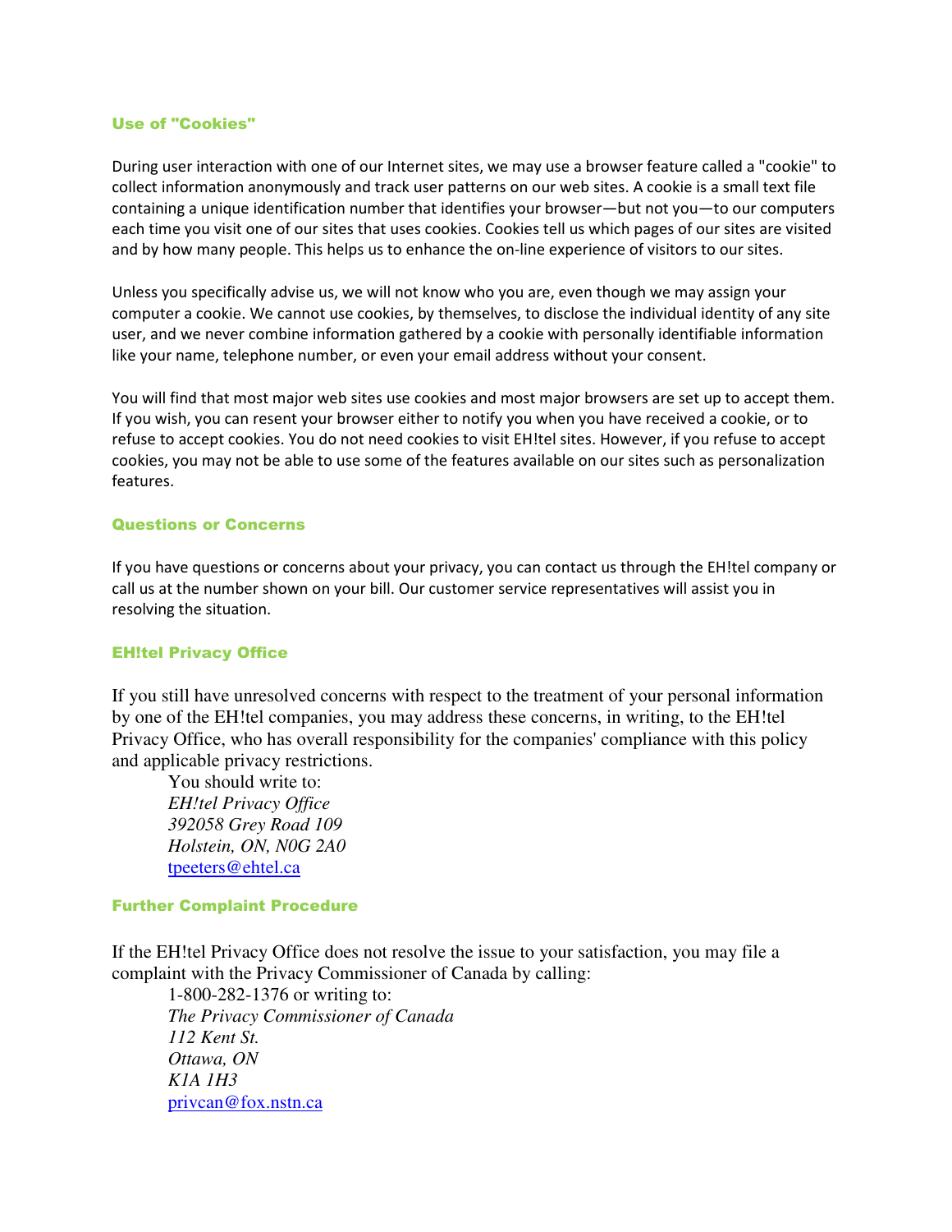## Use of "Cookies"

During user interaction with one of our Internet sites, we may use a browser feature called a "cookie" to collect information anonymously and track user patterns on our web sites. A cookie is a small text file containing a unique identification number that identifies your browser—but not you—to our computers each time you visit one of our sites that uses cookies. Cookies tell us which pages of our sites are visited and by how many people. This helps us to enhance the on-line experience of visitors to our sites.

Unless you specifically advise us, we will not know who you are, even though we may assign your computer a cookie. We cannot use cookies, by themselves, to disclose the individual identity of any site user, and we never combine information gathered by a cookie with personally identifiable information like your name, telephone number, or even your email address without your consent.

You will find that most major web sites use cookies and most major browsers are set up to accept them. If you wish, you can resent your browser either to notify you when you have received a cookie, or to refuse to accept cookies. You do not need cookies to visit EH!tel sites. However, if you refuse to accept cookies, you may not be able to use some of the features available on our sites such as personalization features.

## Questions or Concerns

If you have questions or concerns about your privacy, you can contact us through the EH!tel company or call us at the number shown on your bill. Our customer service representatives will assist you in resolving the situation.

## EH!tel Privacy Office

If you still have unresolved concerns with respect to the treatment of your personal information by one of the EH!tel companies, you may address these concerns, in writing, to the EH!tel Privacy Office, who has overall responsibility for the companies' compliance with this policy and applicable privacy restrictions.

You should write to:
*EH!tel Privacy Office*
*392058 Grey Road 109*
*Holstein, ON, N0G 2A0*
tpeeters@ehtel.ca

## Further Complaint Procedure

If the EH!tel Privacy Office does not resolve the issue to your satisfaction, you may file a complaint with the Privacy Commissioner of Canada by calling:

1-800-282-1376 or writing to:
*The Privacy Commissioner of Canada*
*112 Kent St.*
*Ottawa, ON*
*K1A 1H3*
privcan@fox.nstn.ca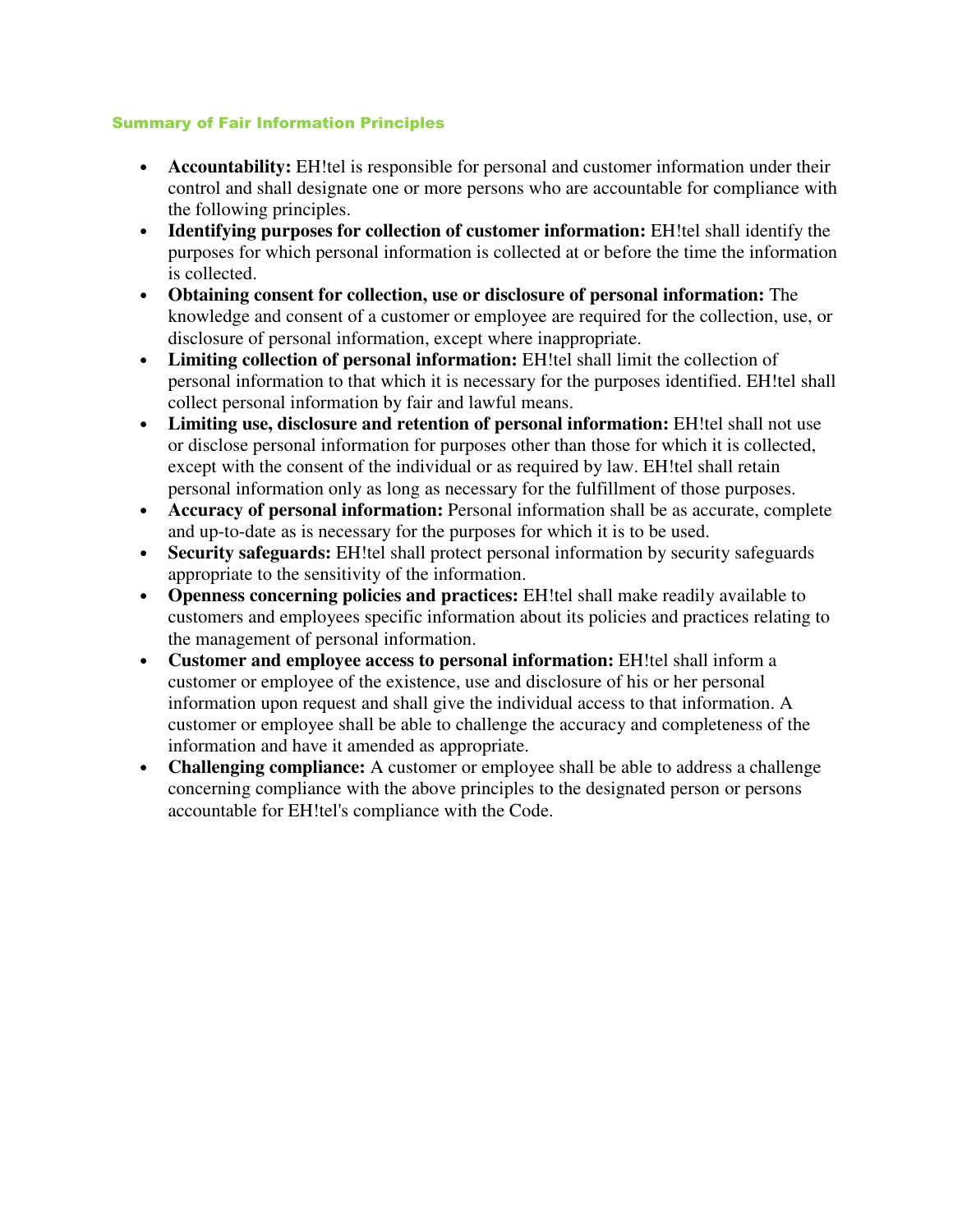## Summary of Fair Information Principles

- **Accountability:** EH!tel is responsible for personal and customer information under their control and shall designate one or more persons who are accountable for compliance with the following principles.
- **Identifying purposes for collection of customer information:** EH!tel shall identify the purposes for which personal information is collected at or before the time the information is collected.
- **Obtaining consent for collection, use or disclosure of personal information:** The knowledge and consent of a customer or employee are required for the collection, use, or disclosure of personal information, except where inappropriate.
- **Limiting collection of personal information:** EH!tel shall limit the collection of personal information to that which it is necessary for the purposes identified. EH!tel shall collect personal information by fair and lawful means.
- **Limiting use, disclosure and retention of personal information:** EH!tel shall not use or disclose personal information for purposes other than those for which it is collected, except with the consent of the individual or as required by law. EH!tel shall retain personal information only as long as necessary for the fulfillment of those purposes.
- **Accuracy of personal information:** Personal information shall be as accurate, complete and up-to-date as is necessary for the purposes for which it is to be used.
- **Security safeguards:** EH!tel shall protect personal information by security safeguards appropriate to the sensitivity of the information.
- **Openness concerning policies and practices:** EH!tel shall make readily available to customers and employees specific information about its policies and practices relating to the management of personal information.
- **Customer and employee access to personal information:** EH!tel shall inform a customer or employee of the existence, use and disclosure of his or her personal information upon request and shall give the individual access to that information. A customer or employee shall be able to challenge the accuracy and completeness of the information and have it amended as appropriate.
- **Challenging compliance:** A customer or employee shall be able to address a challenge concerning compliance with the above principles to the designated person or persons accountable for EH!tel's compliance with the Code.